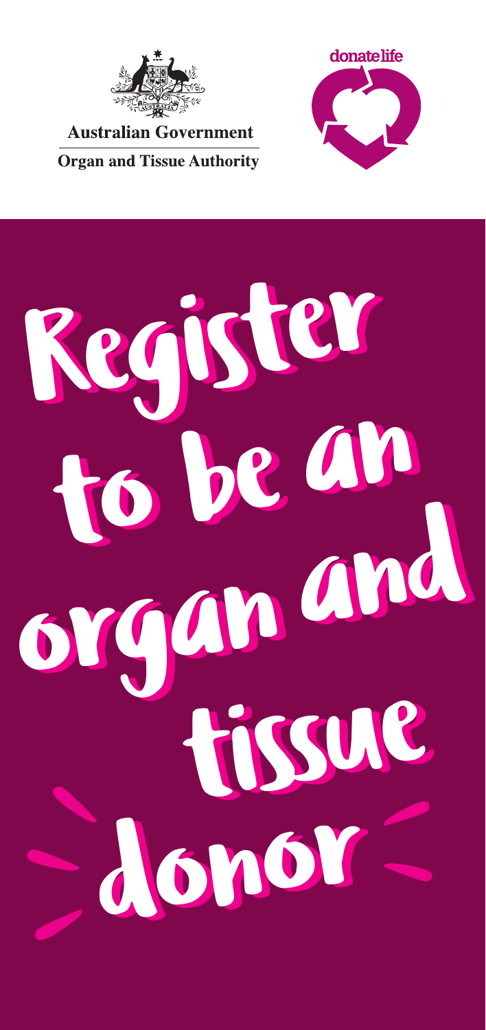Australian Government

Organ and Tissue Authority

donatelife

# Register to be an organ and tissue donor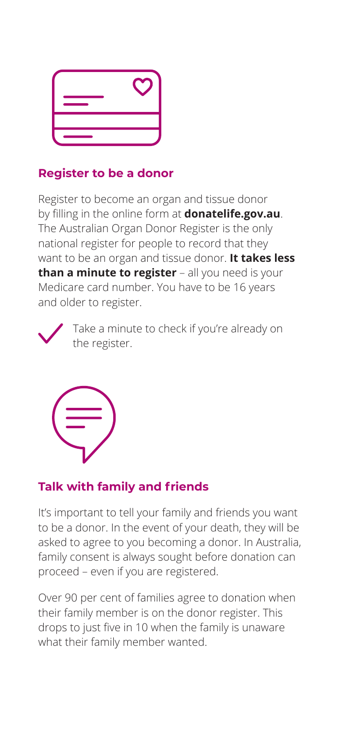## Register to be a donor

Register to become an organ and tissue donor by filling in the online form at **donatelife.gov.au**. The Australian Organ Donor Register is the only national register for people to record that they want to be an organ and tissue donor. **It takes less than a minute to register** – all you need is your Medicare card number. You have to be 16 years and older to register.

✓ Take a minute to check if you're already on the register.

## Talk with family and friends

It's important to tell your family and friends you want to be a donor. In the event of your death, they will be asked to agree to you becoming a donor. In Australia, family consent is always sought before donation can proceed – even if you are registered.

Over 90 per cent of families agree to donation when their family member is on the donor register. This drops to just five in 10 when the family is unaware what their family member wanted.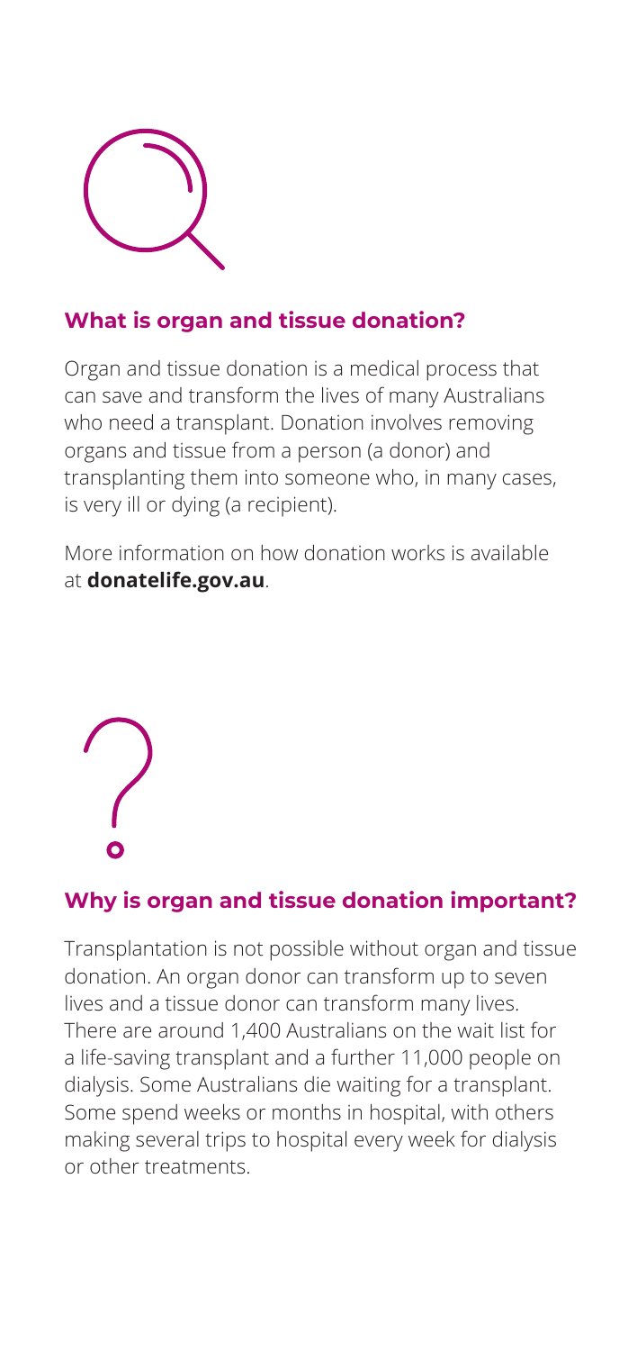## What is organ and tissue donation?

Organ and tissue donation is a medical process that can save and transform the lives of many Australians who need a transplant. Donation involves removing organs and tissue from a person (a donor) and transplanting them into someone who, in many cases, is very ill or dying (a recipient).

More information on how donation works is available at **donatelife.gov.au**.

## Why is organ and tissue donation important?

Transplantation is not possible without organ and tissue donation. An organ donor can transform up to seven lives and a tissue donor can transform many lives. There are around 1,400 Australians on the wait list for a life-saving transplant and a further 11,000 people on dialysis. Some Australians die waiting for a transplant. Some spend weeks or months in hospital, with others making several trips to hospital every week for dialysis or other treatments.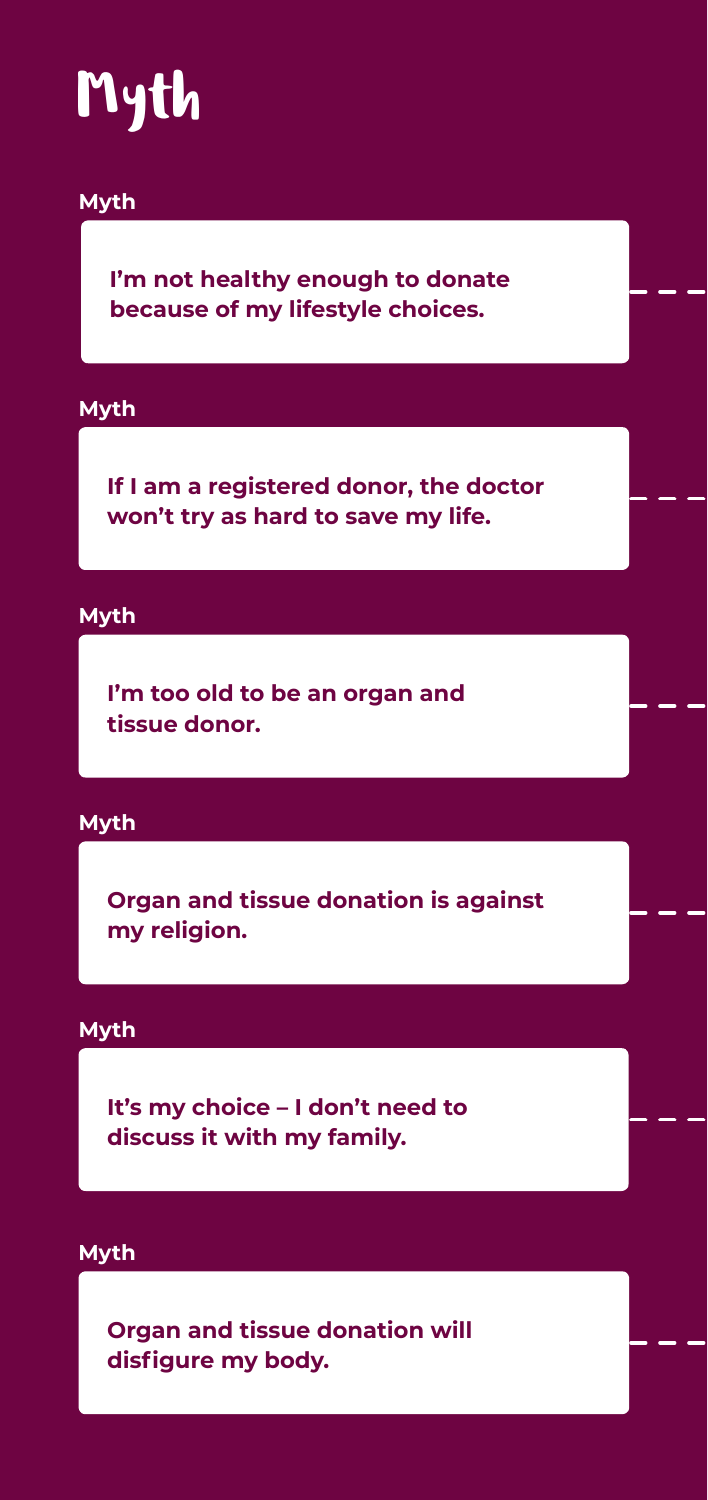# Myth

**Myth**

**I'm not healthy enough to donate because of my lifestyle choices.**

**Myth**

**If I am a registered donor, the doctor won't try as hard to save my life.**

**Myth**

**I'm too old to be an organ and tissue donor.**

**Myth**

**Organ and tissue donation is against my religion.**

**Myth**

**It's my choice – I don't need to discuss it with my family.**

**Myth**

**Organ and tissue donation will disfigure my body.**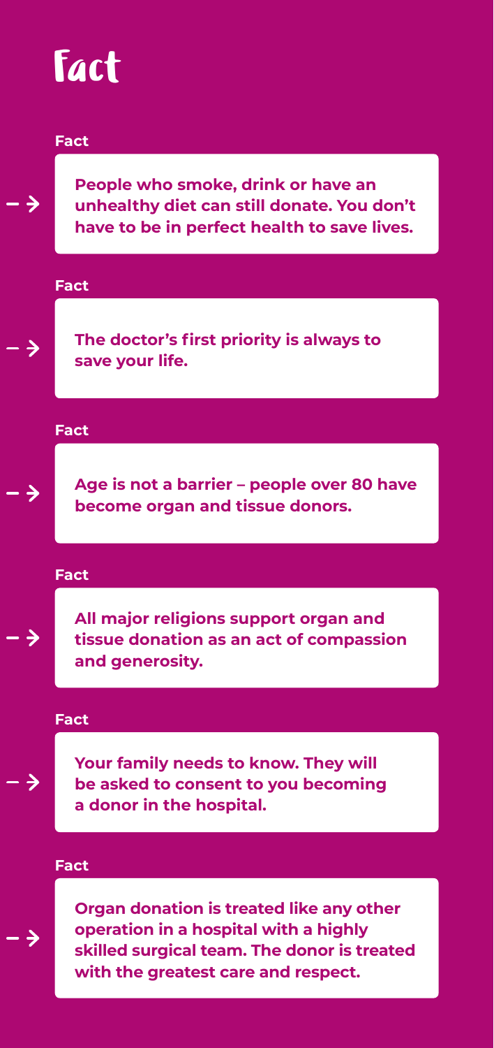# Fact

**Fact**

**People who smoke, drink or have an unhealthy diet can still donate. You don't have to be in perfect health to save lives.**

**Fact**

**The doctor's first priority is always to save your life.**

**Fact**

**Age is not a barrier – people over 80 have become organ and tissue donors.**

**Fact**

**All major religions support organ and tissue donation as an act of compassion and generosity.**

**Fact**

**Your family needs to know. They will be asked to consent to you becoming a donor in the hospital.**

**Fact**

**Organ donation is treated like any other operation in a hospital with a highly skilled surgical team. The donor is treated with the greatest care and respect.**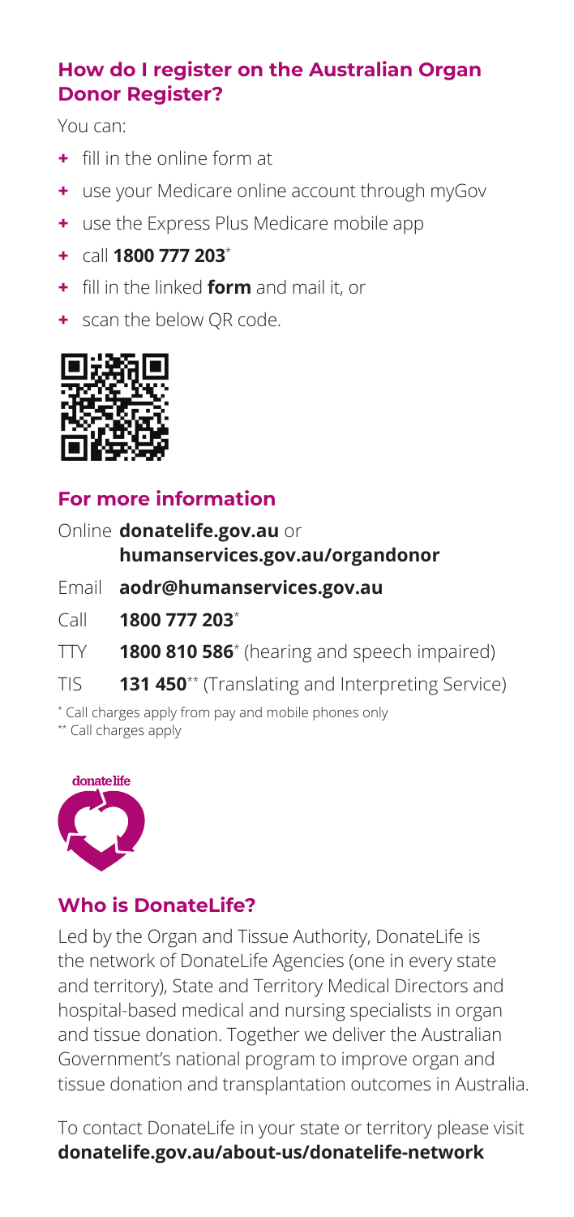## How do I register on the Australian Organ Donor Register?

You can:

- fill in the online form at
- use your Medicare online account through myGov
- use the Express Plus Medicare mobile app
- call **1800 777 203***
- fill in the linked **form** and mail it, or
- scan the below QR code.

## For more information

| | |
|---|---|
| Online | **donatelife.gov.au** or **humanservices.gov.au/organdonor** |
| Email | **aodr@humanservices.gov.au** |
| Call | **1800 777 203*** |
| TTY | **1800 810 586*** (hearing and speech impaired) |
| TIS | **131 450**** (Translating and Interpreting Service) |

\* Call charges apply from pay and mobile phones only
\*\* Call charges apply

donatelife

## Who is DonateLife?

Led by the Organ and Tissue Authority, DonateLife is the network of DonateLife Agencies (one in every state and territory), State and Territory Medical Directors and hospital-based medical and nursing specialists in organ and tissue donation. Together we deliver the Australian Government's national program to improve organ and tissue donation and transplantation outcomes in Australia.

To contact DonateLife in your state or territory please visit **donatelife.gov.au/about-us/donatelife-network**